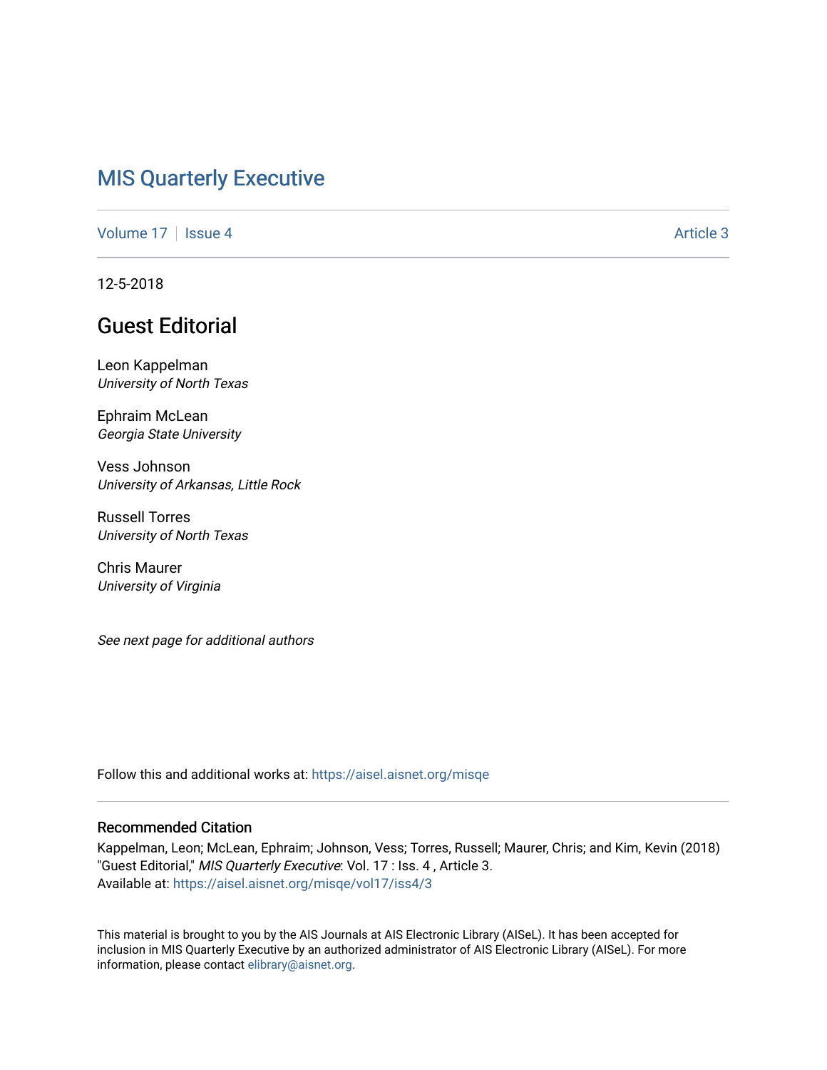# MIS Quarterly Executive

Volume 17 | Issue 4 Article 3

12-5-2018

## Guest Editorial

Leon Kappelman
*University of North Texas*

Ephraim McLean
*Georgia State University*

Vess Johnson
*University of Arkansas, Little Rock*

Russell Torres
*University of North Texas*

Chris Maurer
*University of Virginia*

*See next page for additional authors*

Follow this and additional works at: https://aisel.aisnet.org/misqe

### Recommended Citation

Kappelman, Leon; McLean, Ephraim; Johnson, Vess; Torres, Russell; Maurer, Chris; and Kim, Kevin (2018) "Guest Editorial," *MIS Quarterly Executive*: Vol. 17 : Iss. 4 , Article 3.
Available at: https://aisel.aisnet.org/misqe/vol17/iss4/3

This material is brought to you by the AIS Journals at AIS Electronic Library (AISeL). It has been accepted for inclusion in MIS Quarterly Executive by an authorized administrator of AIS Electronic Library (AISeL). For more information, please contact elibrary@aisnet.org.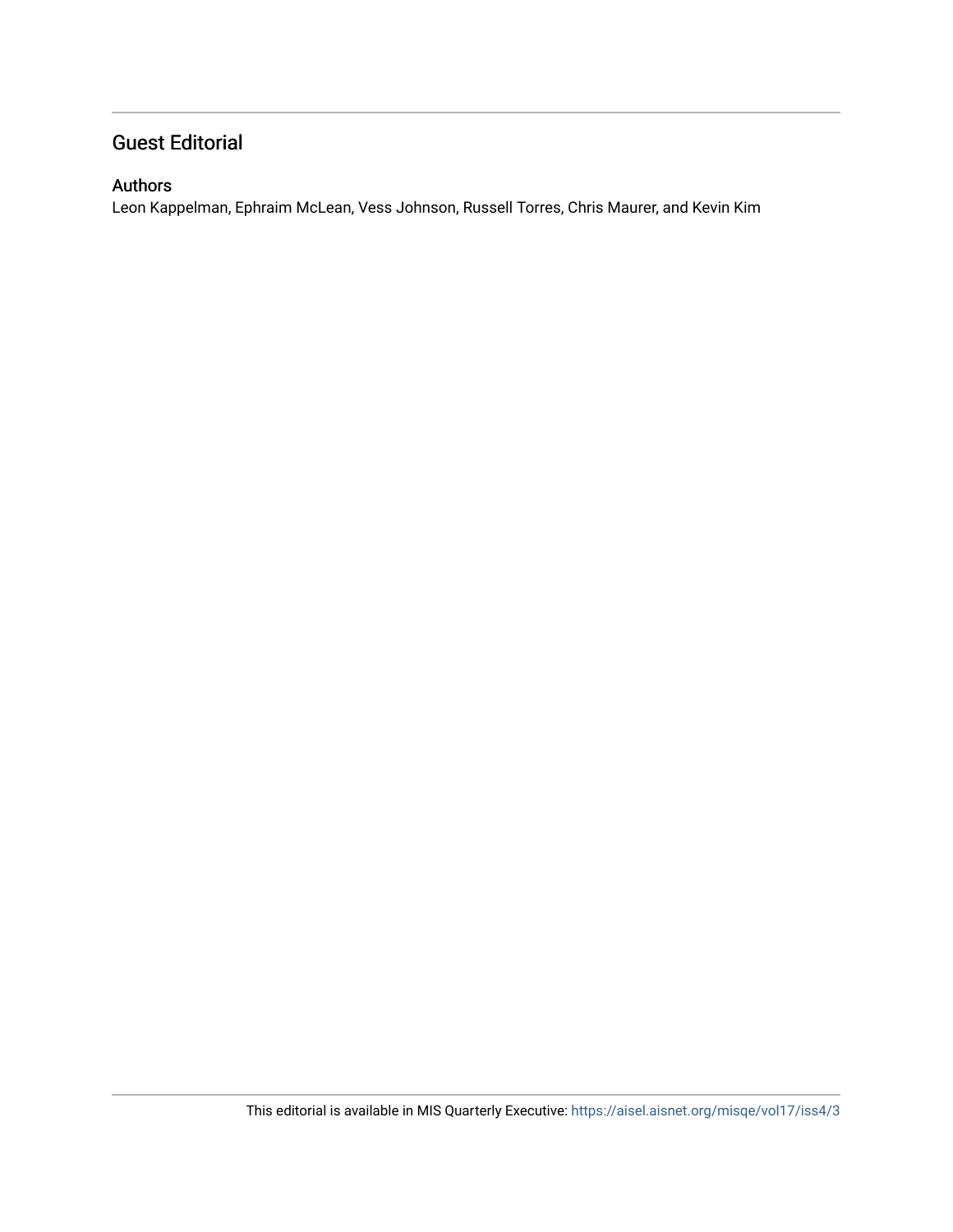## Guest Editorial

### Authors

Leon Kappelman, Ephraim McLean, Vess Johnson, Russell Torres, Chris Maurer, and Kevin Kim

This editorial is available in MIS Quarterly Executive: https://aisel.aisnet.org/misqe/vol17/iss4/3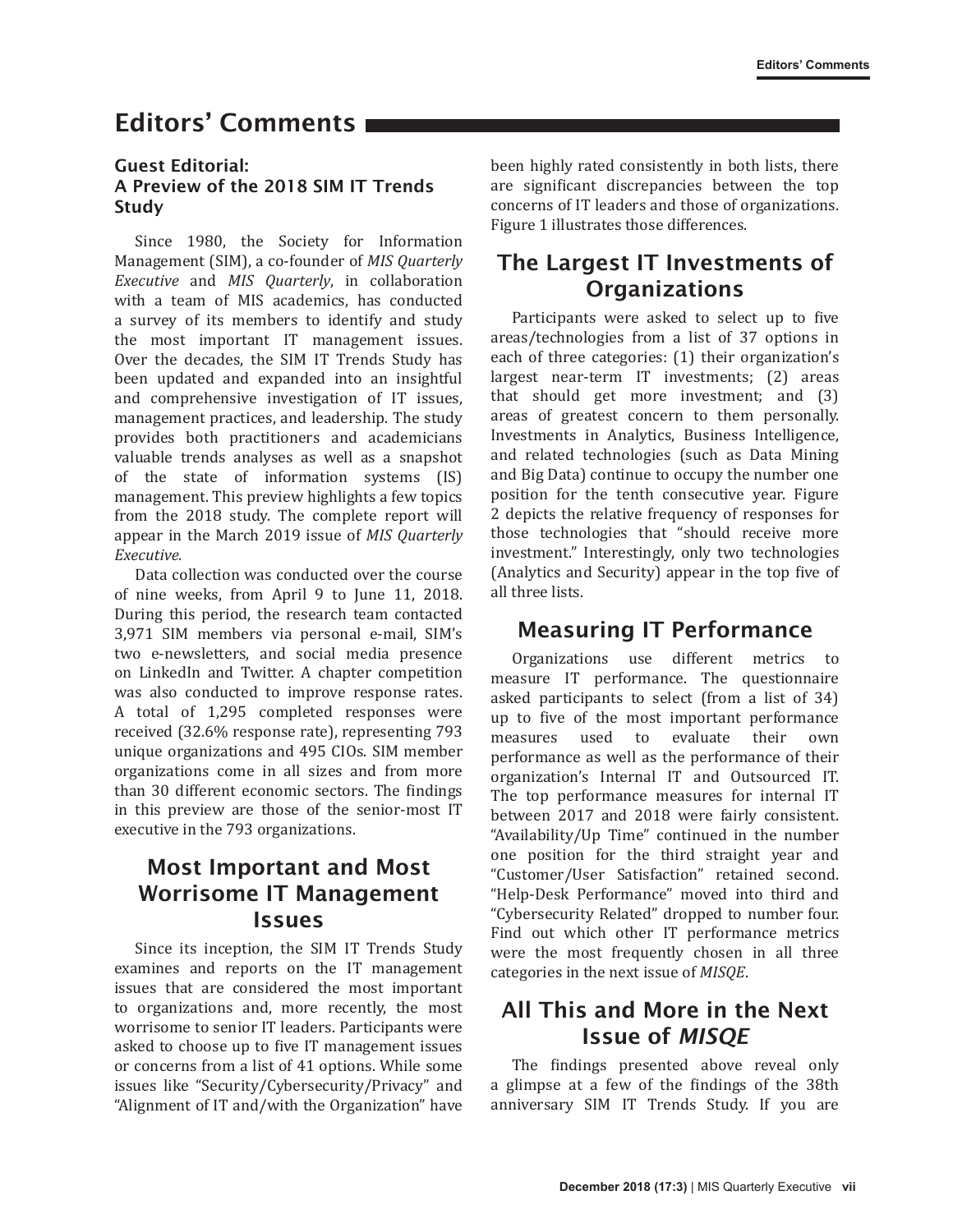# Editors' Comments

## Guest Editorial: A Preview of the 2018 SIM IT Trends Study

Since 1980, the Society for Information Management (SIM), a co-founder of *MIS Quarterly Executive* and *MIS Quarterly*, in collaboration with a team of MIS academics, has conducted a survey of its members to identify and study the most important IT management issues. Over the decades, the SIM IT Trends Study has been updated and expanded into an insightful and comprehensive investigation of IT issues, management practices, and leadership. The study provides both practitioners and academicians valuable trends analyses as well as a snapshot of the state of information systems (IS) management. This preview highlights a few topics from the 2018 study. The complete report will appear in the March 2019 issue of *MIS Quarterly Executive.*

Data collection was conducted over the course of nine weeks, from April 9 to June 11, 2018. During this period, the research team contacted 3,971 SIM members via personal e-mail, SIM's two e-newsletters, and social media presence on LinkedIn and Twitter. A chapter competition was also conducted to improve response rates. A total of 1,295 completed responses were received (32.6% response rate), representing 793 unique organizations and 495 CIOs. SIM member organizations come in all sizes and from more than 30 different economic sectors. The findings in this preview are those of the senior-most IT executive in the 793 organizations.

## Most Important and Most Worrisome IT Management Issues

Since its inception, the SIM IT Trends Study examines and reports on the IT management issues that are considered the most important to organizations and, more recently, the most worrisome to senior IT leaders. Participants were asked to choose up to five IT management issues or concerns from a list of 41 options. While some issues like "Security/Cybersecurity/Privacy" and "Alignment of IT and/with the Organization" have been highly rated consistently in both lists, there are significant discrepancies between the top concerns of IT leaders and those of organizations. Figure 1 illustrates those differences.

## The Largest IT Investments of Organizations

Participants were asked to select up to five areas/technologies from a list of 37 options in each of three categories: (1) their organization's largest near-term IT investments; (2) areas that should get more investment; and (3) areas of greatest concern to them personally. Investments in Analytics, Business Intelligence, and related technologies (such as Data Mining and Big Data) continue to occupy the number one position for the tenth consecutive year. Figure 2 depicts the relative frequency of responses for those technologies that "should receive more investment." Interestingly, only two technologies (Analytics and Security) appear in the top five of all three lists.

## Measuring IT Performance

Organizations use different metrics to measure IT performance. The questionnaire asked participants to select (from a list of 34) up to five of the most important performance measures used to evaluate their own performance as well as the performance of their organization's Internal IT and Outsourced IT. The top performance measures for internal IT between 2017 and 2018 were fairly consistent. "Availability/Up Time" continued in the number one position for the third straight year and "Customer/User Satisfaction" retained second. "Help-Desk Performance" moved into third and "Cybersecurity Related" dropped to number four. Find out which other IT performance metrics were the most frequently chosen in all three categories in the next issue of *MISQE*.

## All This and More in the Next Issue of *MISQE*

The findings presented above reveal only a glimpse at a few of the findings of the 38th anniversary SIM IT Trends Study. If you are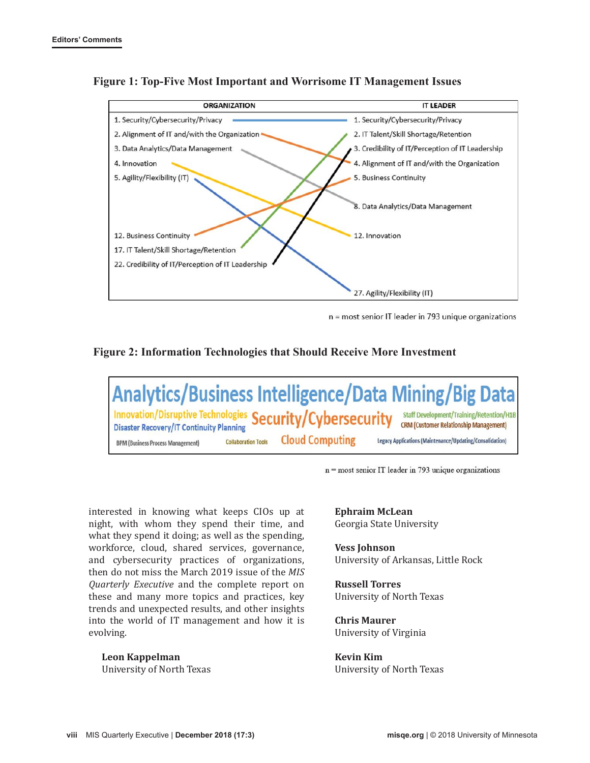**Figure 1: Top-Five Most Important and Worrisome IT Management Issues**

ORGANIZATION

1. Security/Cybersecurity/Privacy
2. Alignment of IT and/with the Organization
3. Data Analytics/Data Management
4. Innovation
5. Agility/Flexibility (IT)
12. Business Continuity
17. IT Talent/Skill Shortage/Retention
22. Credibility of IT/Perception of IT Leadership

IT LEADER

1. Security/Cybersecurity/Privacy
2. IT Talent/Skill Shortage/Retention
3. Credibility of IT/Perception of IT Leadership
4. Alignment of IT and/with the Organization
5. Business Continuity
8. Data Analytics/Data Management
12. Innovation
27. Agility/Flexibility (IT)

n = most senior IT leader in 793 unique organizations

**Figure 2: Information Technologies that Should Receive More Investment**

Analytics/Business Intelligence/Data Mining/Big Data

Innovation/Disruptive Technologies

Security/Cybersecurity

Staff Development/Training/Retention/H1B

Disaster Recovery/IT Continuity Planning

CRM (Customer Relationship Management)

BPM (Business Process Management)

Collaboration Tools

Cloud Computing

Legacy Applications (Maintenance/Updating/Consolidation)

n = most senior IT leader in 793 unique organizations

interested in knowing what keeps CIOs up at night, with whom they spend their time, and what they spend it doing; as well as the spending, workforce, cloud, shared services, governance, and cybersecurity practices of organizations, then do not miss the March 2019 issue of the *MIS Quarterly Executive* and the complete report on these and many more topics and practices, key trends and unexpected results, and other insights into the world of IT management and how it is evolving.

**Leon Kappelman**
University of North Texas

**Ephraim McLean**
Georgia State University

**Vess Johnson**
University of Arkansas, Little Rock

**Russell Torres**
University of North Texas

**Chris Maurer**
University of Virginia

**Kevin Kim**
University of North Texas